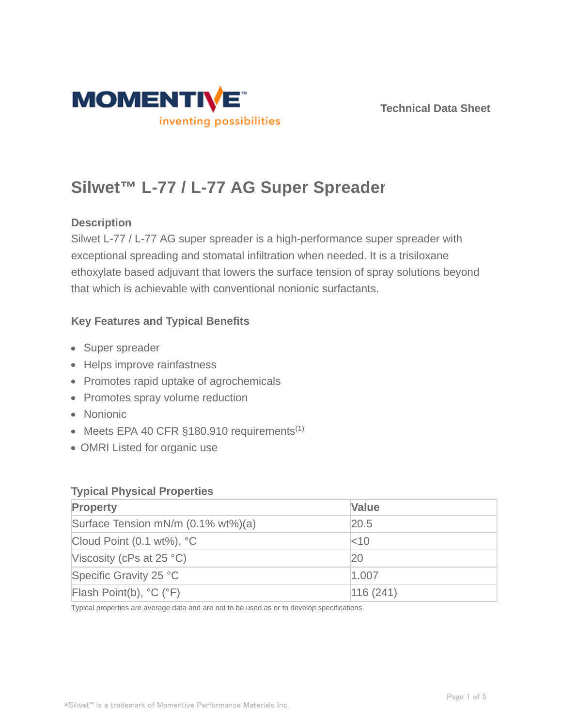MOMENTIVE

inventing possibilities

Technical Data Sheet

# Silwet™ L-77 / L-77 AG Super Spreader

## Description

Silwet L-77 / L-77 AG super spreader is a high-performance super spreader with exceptional spreading and stomatal infiltration when needed. It is a trisiloxane ethoxylate based adjuvant that lowers the surface tension of spray solutions beyond that which is achievable with conventional nonionic surfactants.

## Key Features and Typical Benefits

- Super spreader
- Helps improve rainfastness
- Promotes rapid uptake of agrochemicals
- Promotes spray volume reduction
- Nonionic
- Meets EPA 40 CFR §180.910 requirements(1)
- OMRI Listed for organic use

## Typical Physical Properties

| Property | Value |
|---|---|
| Surface Tension mN/m (0.1% wt%)(a) | 20.5 |
| Cloud Point (0.1 wt%), °C | <10 |
| Viscosity (cPs at 25 °C) | 20 |
| Specific Gravity 25 °C | 1.007 |
| Flash Point(b), °C (°F) | 116 (241) |

Typical properties are average data and are not to be used as or to develop specifications.

*Silwet™ is a trademark of Momentive Performance Materials Inc.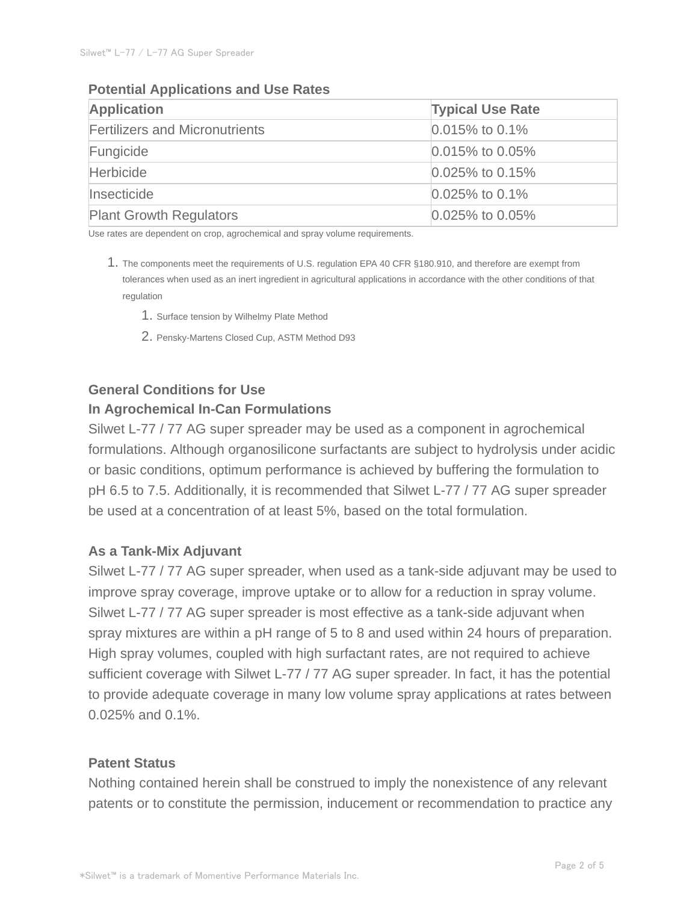### Potential Applications and Use Rates

| Application | Typical Use Rate |
| --- | --- |
| Fertilizers and Micronutrients | 0.015% to 0.1% |
| Fungicide | 0.015% to 0.05% |
| Herbicide | 0.025% to 0.15% |
| Insecticide | 0.025% to 0.1% |
| Plant Growth Regulators | 0.025% to 0.05% |

Use rates are dependent on crop, agrochemical and spray volume requirements.

1. The components meet the requirements of U.S. regulation EPA 40 CFR §180.910, and therefore are exempt from tolerances when used as an inert ingredient in agricultural applications in accordance with the other conditions of that regulation
    1. Surface tension by Wilhelmy Plate Method
    2. Pensky-Martens Closed Cup, ASTM Method D93

### General Conditions for Use

#### In Agrochemical In-Can Formulations

Silwet L-77 / 77 AG super spreader may be used as a component in agrochemical formulations. Although organosilicone surfactants are subject to hydrolysis under acidic or basic conditions, optimum performance is achieved by buffering the formulation to pH 6.5 to 7.5. Additionally, it is recommended that Silwet L-77 / 77 AG super spreader be used at a concentration of at least 5%, based on the total formulation.

#### As a Tank-Mix Adjuvant

Silwet L-77 / 77 AG super spreader, when used as a tank-side adjuvant may be used to improve spray coverage, improve uptake or to allow for a reduction in spray volume. Silwet L-77 / 77 AG super spreader is most effective as a tank-side adjuvant when spray mixtures are within a pH range of 5 to 8 and used within 24 hours of preparation. High spray volumes, coupled with high surfactant rates, are not required to achieve sufficient coverage with Silwet L-77 / 77 AG super spreader. In fact, it has the potential to provide adequate coverage in many low volume spray applications at rates between 0.025% and 0.1%.

### Patent Status

Nothing contained herein shall be construed to imply the nonexistence of any relevant patents or to constitute the permission, inducement or recommendation to practice any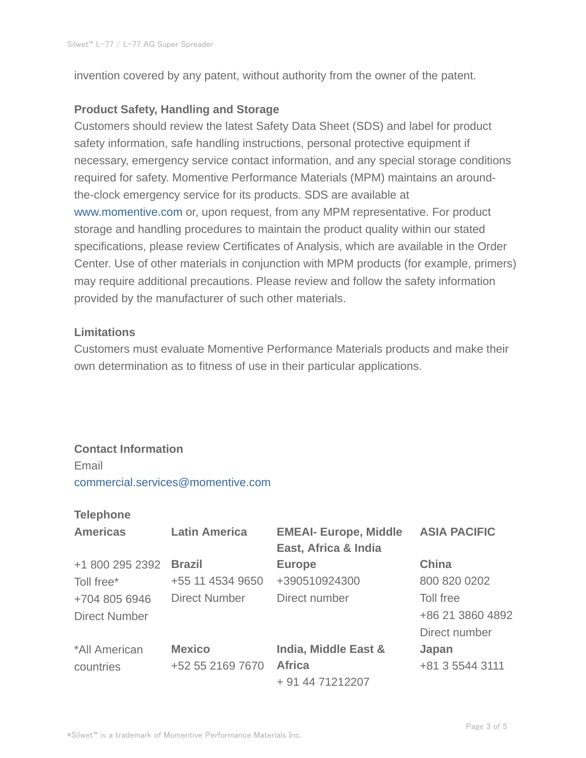invention covered by any patent, without authority from the owner of the patent.

### Product Safety, Handling and Storage

Customers should review the latest Safety Data Sheet (SDS) and label for product safety information, safe handling instructions, personal protective equipment if necessary, emergency service contact information, and any special storage conditions required for safety. Momentive Performance Materials (MPM) maintains an around-the-clock emergency service for its products. SDS are available at www.momentive.com or, upon request, from any MPM representative. For product storage and handling procedures to maintain the product quality within our stated specifications, please review Certificates of Analysis, which are available in the Order Center. Use of other materials in conjunction with MPM products (for example, primers) may require additional precautions. Please review and follow the safety information provided by the manufacturer of such other materials.

### Limitations

Customers must evaluate Momentive Performance Materials products and make their own determination as to fitness of use in their particular applications.

### Contact Information

Email
commercial.services@momentive.com

**Telephone**

| **Americas** | **Latin America** | **EMEAI- Europe, Middle East, Africa & India** | **ASIA PACIFIC** |
|---|---|---|---|
| +1 800 295 2392<br>Toll free*<br>+704 805 6946<br>Direct Number | **Brazil**<br>+55 11 4534 9650<br>Direct Number | **Europe**<br>+390510924300<br>Direct number | **China**<br>800 820 0202<br>Toll free<br>+86 21 3860 4892<br>Direct number |
| *All American countries | **Mexico**<br>+52 55 2169 7670 | **India, Middle East & Africa**<br>+ 91 44 71212207 | **Japan**<br>+81 3 5544 3111 |

*Silwet™ is a trademark of Momentive Performance Materials Inc.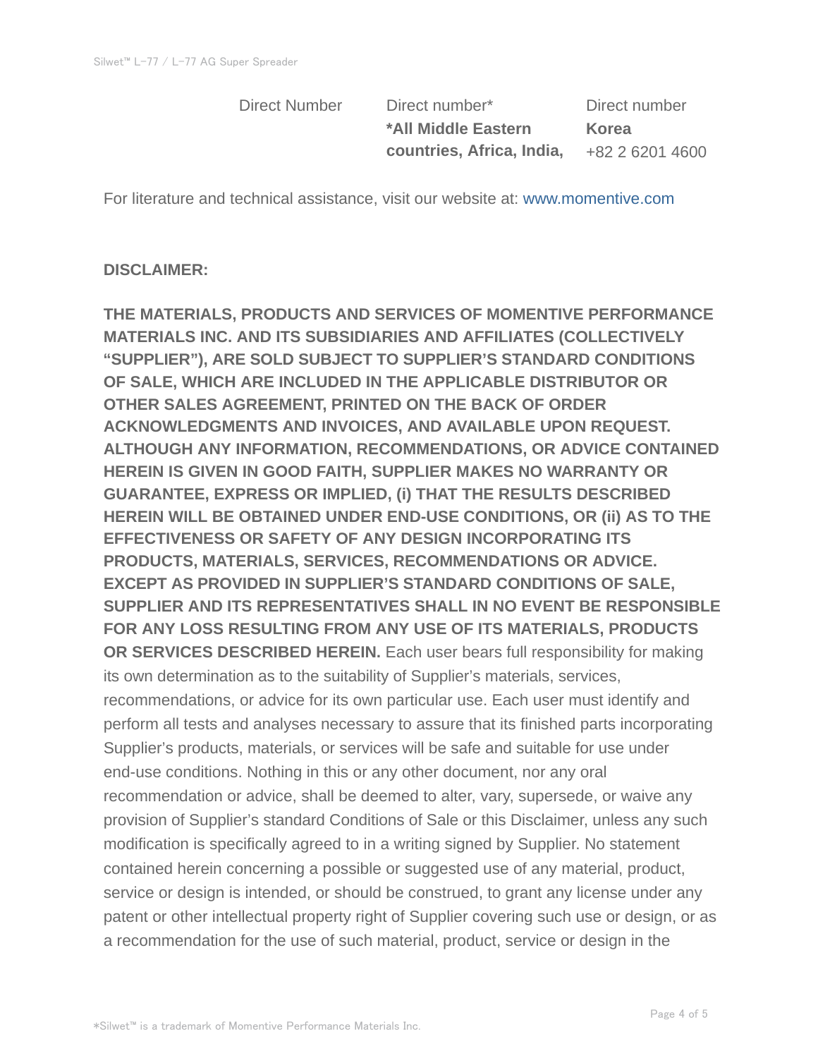| Direct Number | Direct number* | Direct number |
|---|---|---|
| | ***All Middle Eastern countries, Africa, India,** | **Korea** |
| | | +82 2 6201 4600 |

For literature and technical assistance, visit our website at: www.momentive.com

**DISCLAIMER:**

**THE MATERIALS, PRODUCTS AND SERVICES OF MOMENTIVE PERFORMANCE MATERIALS INC. AND ITS SUBSIDIARIES AND AFFILIATES (COLLECTIVELY "SUPPLIER"), ARE SOLD SUBJECT TO SUPPLIER'S STANDARD CONDITIONS OF SALE, WHICH ARE INCLUDED IN THE APPLICABLE DISTRIBUTOR OR OTHER SALES AGREEMENT, PRINTED ON THE BACK OF ORDER ACKNOWLEDGMENTS AND INVOICES, AND AVAILABLE UPON REQUEST. ALTHOUGH ANY INFORMATION, RECOMMENDATIONS, OR ADVICE CONTAINED HEREIN IS GIVEN IN GOOD FAITH, SUPPLIER MAKES NO WARRANTY OR GUARANTEE, EXPRESS OR IMPLIED, (i) THAT THE RESULTS DESCRIBED HEREIN WILL BE OBTAINED UNDER END-USE CONDITIONS, OR (ii) AS TO THE EFFECTIVENESS OR SAFETY OF ANY DESIGN INCORPORATING ITS PRODUCTS, MATERIALS, SERVICES, RECOMMENDATIONS OR ADVICE. EXCEPT AS PROVIDED IN SUPPLIER'S STANDARD CONDITIONS OF SALE, SUPPLIER AND ITS REPRESENTATIVES SHALL IN NO EVENT BE RESPONSIBLE FOR ANY LOSS RESULTING FROM ANY USE OF ITS MATERIALS, PRODUCTS OR SERVICES DESCRIBED HEREIN.** Each user bears full responsibility for making its own determination as to the suitability of Supplier's materials, services, recommendations, or advice for its own particular use. Each user must identify and perform all tests and analyses necessary to assure that its finished parts incorporating Supplier's products, materials, or services will be safe and suitable for use under end-use conditions. Nothing in this or any other document, nor any oral recommendation or advice, shall be deemed to alter, vary, supersede, or waive any provision of Supplier's standard Conditions of Sale or this Disclaimer, unless any such modification is specifically agreed to in a writing signed by Supplier. No statement contained herein concerning a possible or suggested use of any material, product, service or design is intended, or should be construed, to grant any license under any patent or other intellectual property right of Supplier covering such use or design, or as a recommendation for the use of such material, product, service or design in the

*Silwet™ is a trademark of Momentive Performance Materials Inc.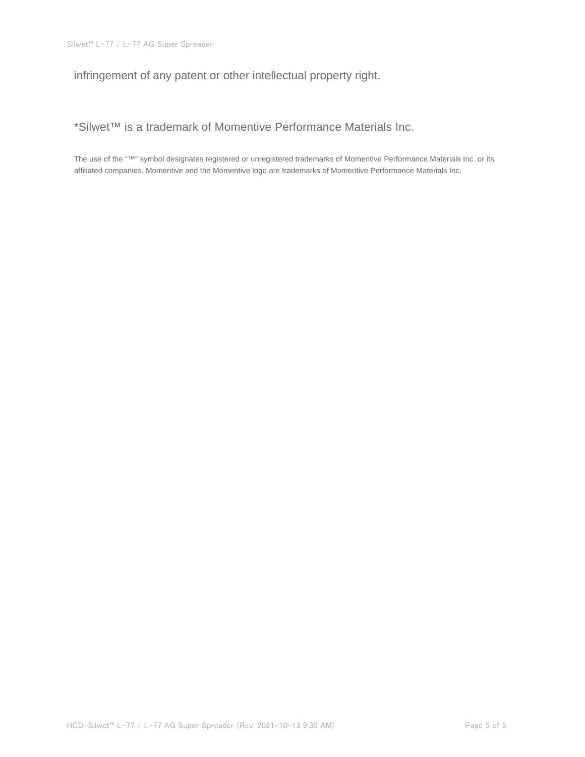infringement of any patent or other intellectual property right.

*Silwet™ is a trademark of Momentive Performance Materials Inc.

The use of the "™" symbol designates registered or unregistered trademarks of Momentive Performance Materials Inc. or its affiliated companies. Momentive and the Momentive logo are trademarks of Momentive Performance Materials Inc.